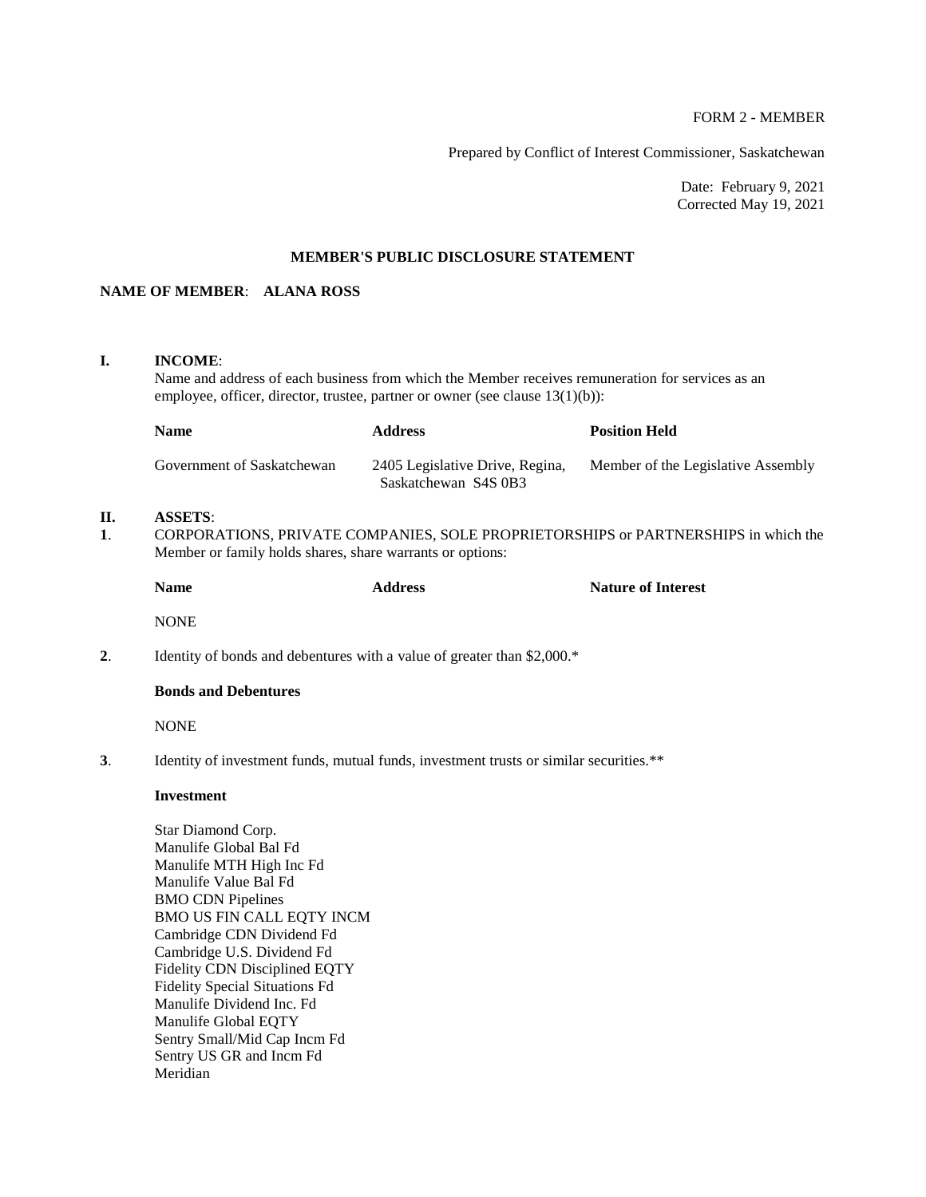FORM 2 - MEMBER

Prepared by Conflict of Interest Commissioner, Saskatchewan

Date: February 9, 2021
Corrected May 19, 2021

## MEMBER'S PUBLIC DISCLOSURE STATEMENT

**NAME OF MEMBER**: **ALANA ROSS**

**I. INCOME**:

Name and address of each business from which the Member receives remuneration for services as an employee, officer, director, trustee, partner or owner (see clause 13(1)(b)):

| Name | Address | Position Held |
|---|---|---|
| Government of Saskatchewan | 2405 Legislative Drive, Regina, Saskatchewan S4S 0B3 | Member of the Legislative Assembly |

**II. ASSETS**:

**1**. CORPORATIONS, PRIVATE COMPANIES, SOLE PROPRIETORSHIPS or PARTNERSHIPS in which the Member or family holds shares, share warrants or options:

| Name | Address | Nature of Interest |
|---|---|---|
| NONE | | |

**2**. Identity of bonds and debentures with a value of greater than $2,000.*

**Bonds and Debentures**

NONE

**3**. Identity of investment funds, mutual funds, investment trusts or similar securities.**

**Investment**

Star Diamond Corp.
Manulife Global Bal Fd
Manulife MTH High Inc Fd
Manulife Value Bal Fd
BMO CDN Pipelines
BMO US FIN CALL EQTY INCM
Cambridge CDN Dividend Fd
Cambridge U.S. Dividend Fd
Fidelity CDN Disciplined EQTY
Fidelity Special Situations Fd
Manulife Dividend Inc. Fd
Manulife Global EQTY
Sentry Small/Mid Cap Incm Fd
Sentry US GR and Incm Fd
Meridian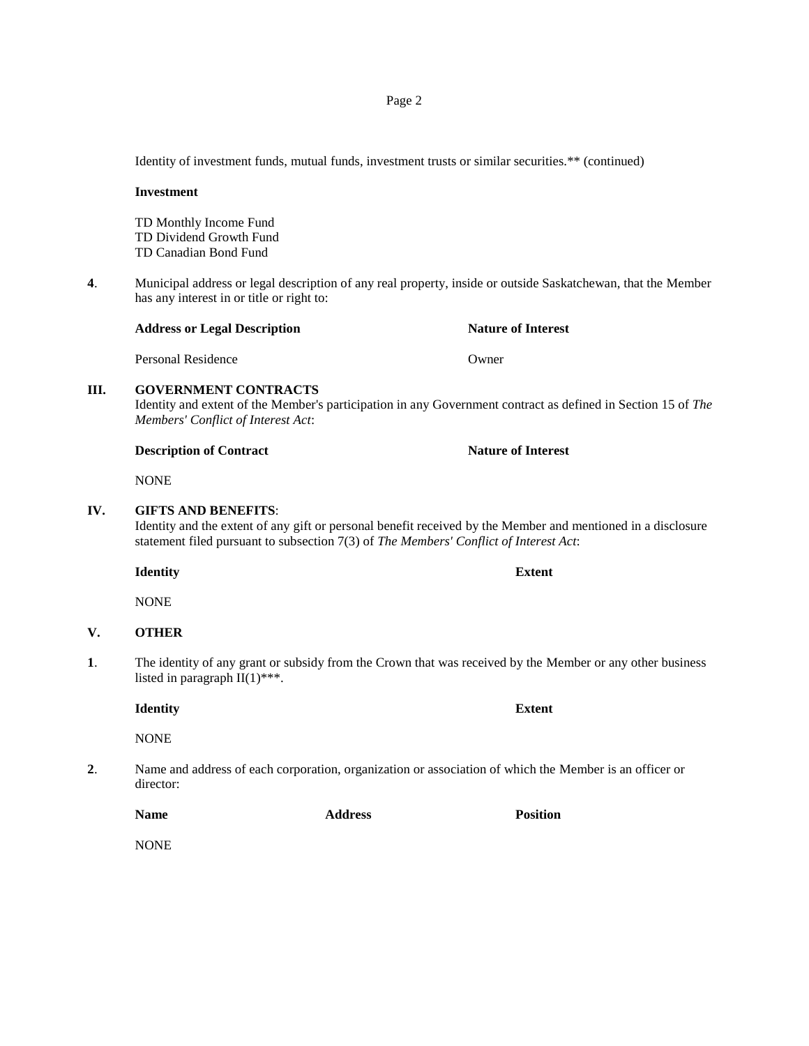Identity of investment funds, mutual funds, investment trusts or similar securities.** (continued)

**Investment**

TD Monthly Income Fund
TD Dividend Growth Fund
TD Canadian Bond Fund

**4**. Municipal address or legal description of any real property, inside or outside Saskatchewan, that the Member has any interest in or title or right to:

| Address or Legal Description | Nature of Interest |
|---|---|
| Personal Residence | Owner |

## III. GOVERNMENT CONTRACTS

Identity and extent of the Member's participation in any Government contract as defined in Section 15 of *The Members' Conflict of Interest Act*:

| Description of Contract | Nature of Interest |
|---|---|
| NONE | |

## IV. GIFTS AND BENEFITS:

Identity and the extent of any gift or personal benefit received by the Member and mentioned in a disclosure statement filed pursuant to subsection 7(3) of *The Members' Conflict of Interest Act*:

| Identity | Extent |
|---|---|
| NONE | |

## V. OTHER

**1**. The identity of any grant or subsidy from the Crown that was received by the Member or any other business listed in paragraph II(1)***.

| Identity | Extent |
|---|---|
| NONE | |

**2**. Name and address of each corporation, organization or association of which the Member is an officer or director:

| Name | Address | Position |
|---|---|---|
| NONE | | |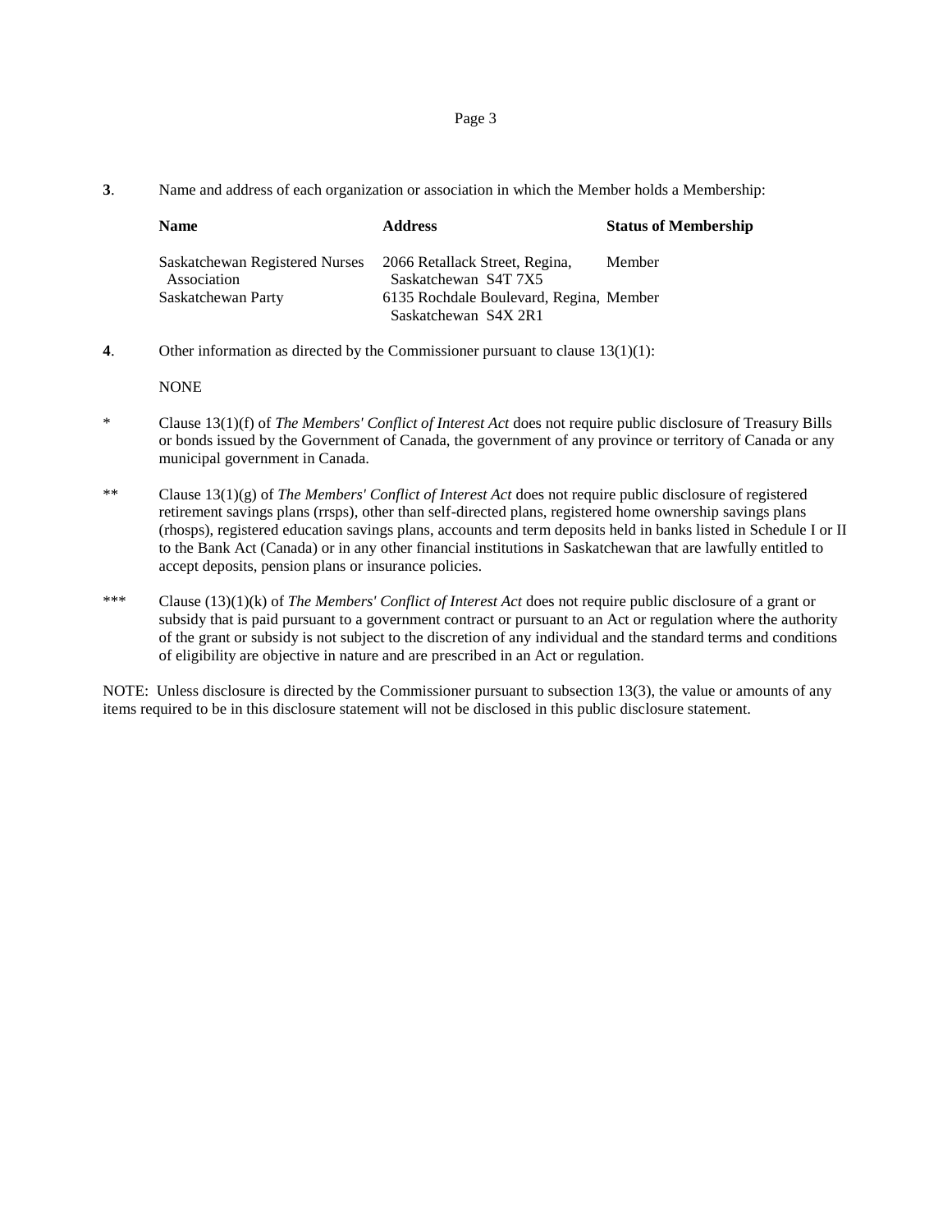**3**. Name and address of each organization or association in which the Member holds a Membership:

| Name | Address | Status of Membership |
|---|---|---|
| Saskatchewan Registered Nurses Association | 2066 Retallack Street, Regina, Saskatchewan S4T 7X5 | Member |
| Saskatchewan Party | 6135 Rochdale Boulevard, Regina, Saskatchewan S4X 2R1 | Member |

**4**. Other information as directed by the Commissioner pursuant to clause 13(1)(1):

NONE

\* Clause 13(1)(f) of *The Members' Conflict of Interest Act* does not require public disclosure of Treasury Bills or bonds issued by the Government of Canada, the government of any province or territory of Canada or any municipal government in Canada.

\*\* Clause 13(1)(g) of *The Members' Conflict of Interest Act* does not require public disclosure of registered retirement savings plans (rrsps), other than self-directed plans, registered home ownership savings plans (rhosps), registered education savings plans, accounts and term deposits held in banks listed in Schedule I or II to the Bank Act (Canada) or in any other financial institutions in Saskatchewan that are lawfully entitled to accept deposits, pension plans or insurance policies.

\*\*\* Clause (13)(1)(k) of *The Members' Conflict of Interest Act* does not require public disclosure of a grant or subsidy that is paid pursuant to a government contract or pursuant to an Act or regulation where the authority of the grant or subsidy is not subject to the discretion of any individual and the standard terms and conditions of eligibility are objective in nature and are prescribed in an Act or regulation.

NOTE: Unless disclosure is directed by the Commissioner pursuant to subsection 13(3), the value or amounts of any items required to be in this disclosure statement will not be disclosed in this public disclosure statement.